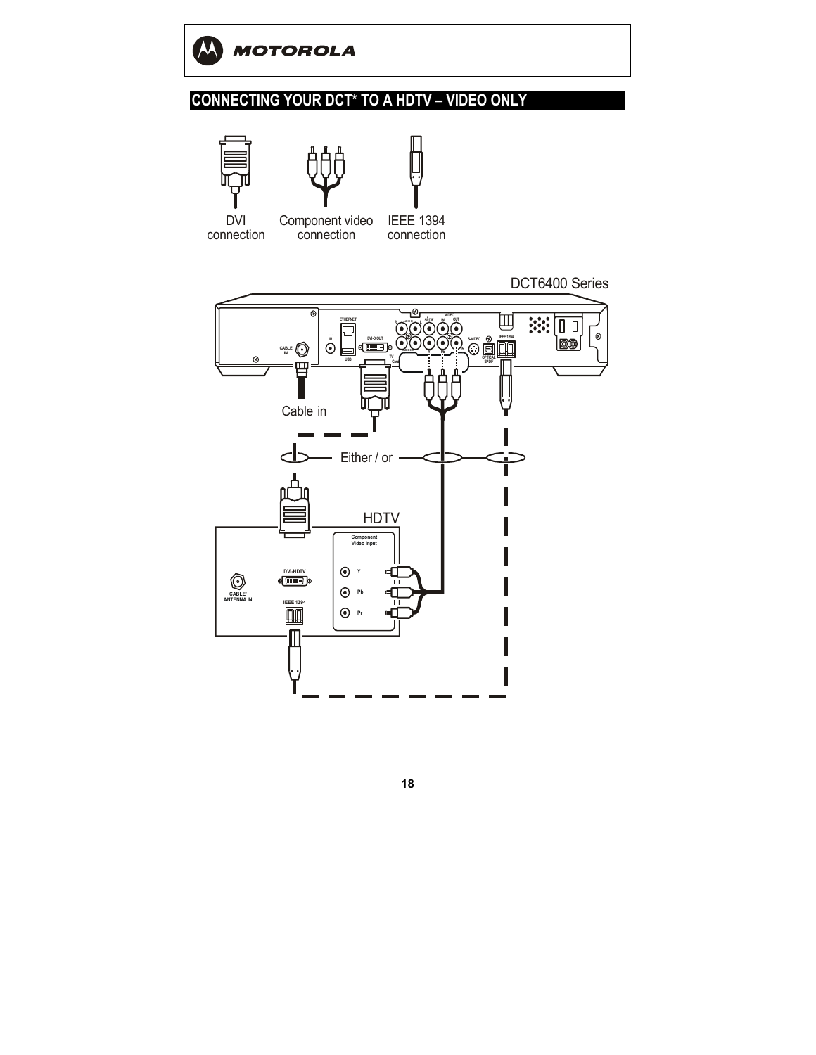# CONNECTING YOUR DCT* TO A HDTV – VIDEO ONLY

DVI connection

Component video connection

IEEE 1394 connection

DCT6400 Series

Cable in

Either / or

HDTV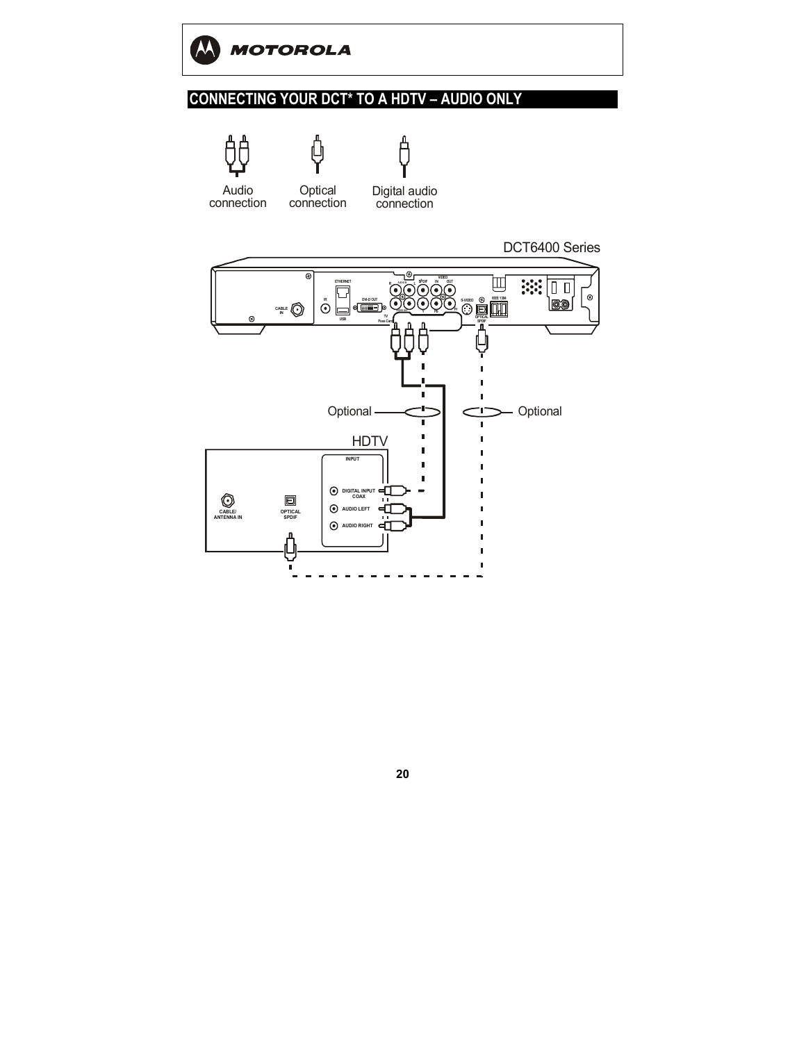## CONNECTING YOUR DCT* TO A HDTV – AUDIO ONLY

Audio connection

Optical connection

Digital audio connection

DCT6400 Series

Optional

Optional

HDTV

INPUT

DIGITAL INPUT COAX

AUDIO LEFT

AUDIO RIGHT

CABLE/ ANTENNA IN

OPTICAL SPDIF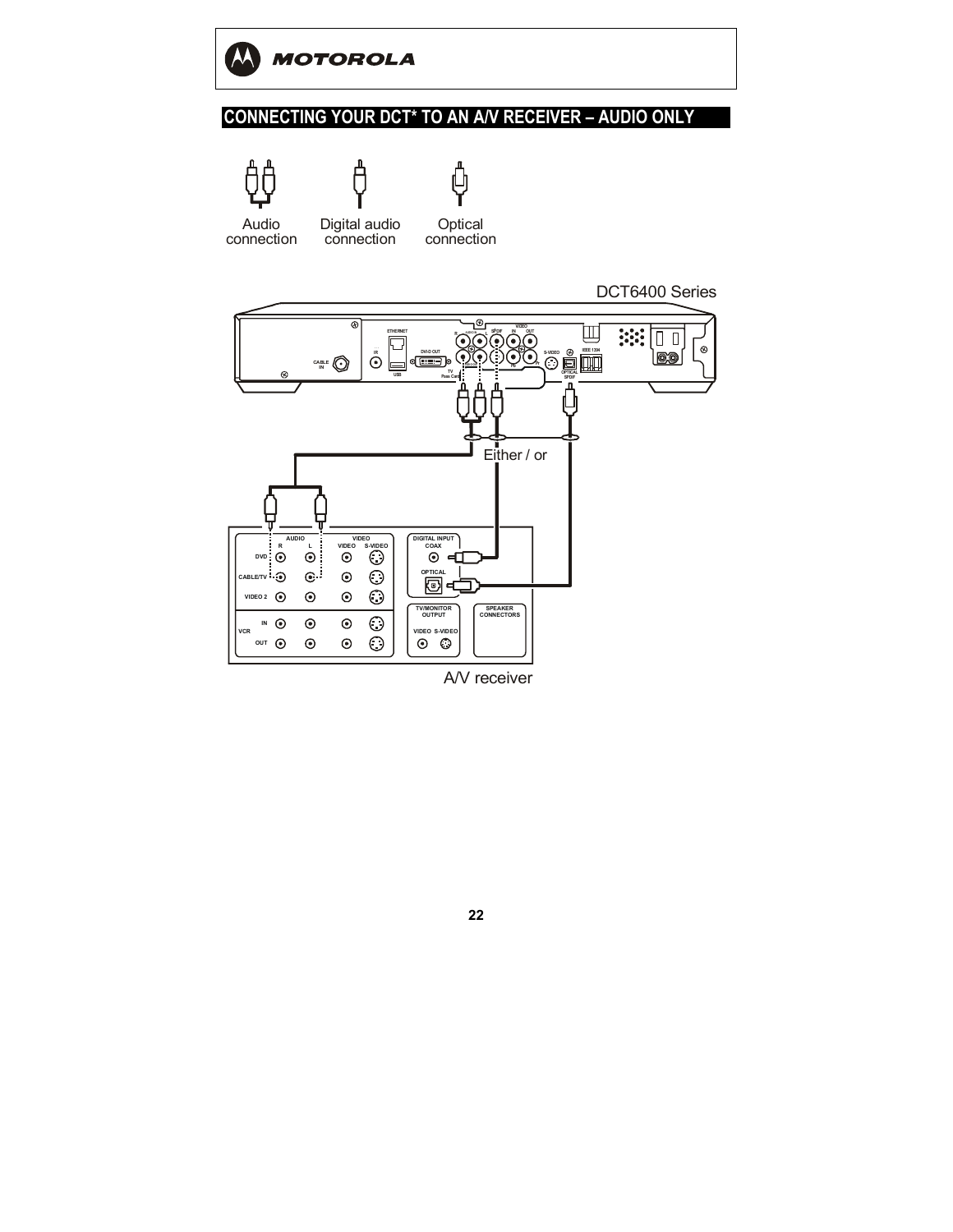# CONNECTING YOUR DCT* TO AN A/V RECEIVER – AUDIO ONLY

Audio connection

Digital audio connection

Optical connection

DCT6400 Series

Either / or

A/V receiver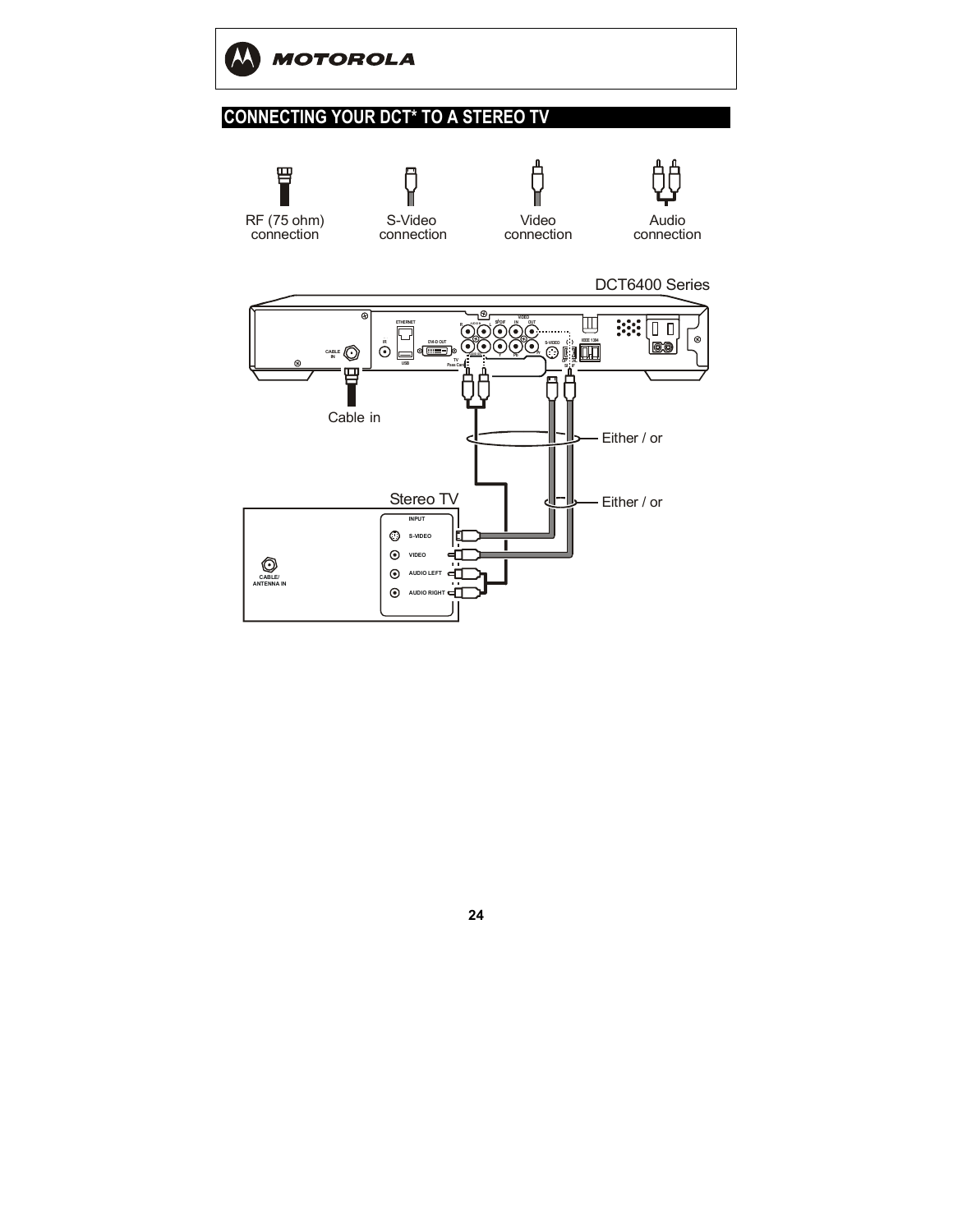## CONNECTING YOUR DCT* TO A STEREO TV

RF (75 ohm) connection

S-Video connection

Video connection

Audio connection

DCT6400 Series

Cable in

Either / or

Either / or

Stereo TV

INPUT

S-VIDEO

VIDEO

AUDIO LEFT

AUDIO RIGHT

CABLE/ ANTENNA IN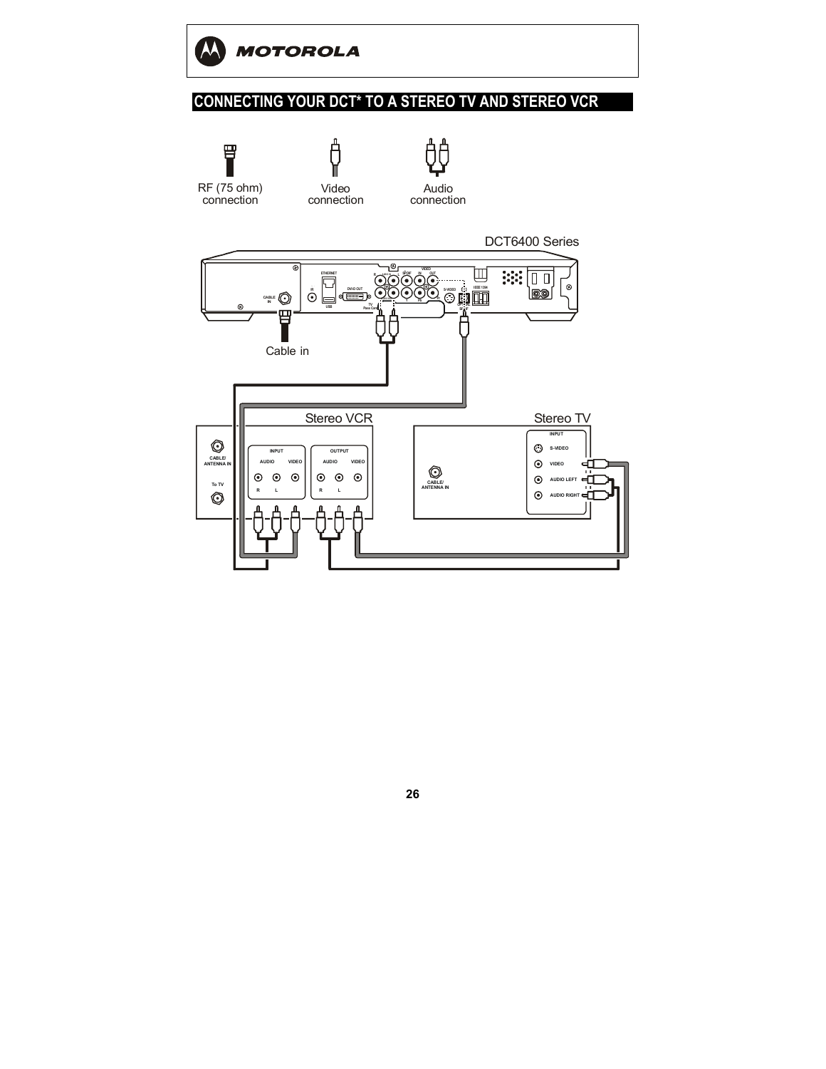# CONNECTING YOUR DCT* TO A STEREO TV AND STEREO VCR

RF (75 ohm) connection

Video connection

Audio connection

DCT6400 Series

Cable in

Stereo VCR

Stereo TV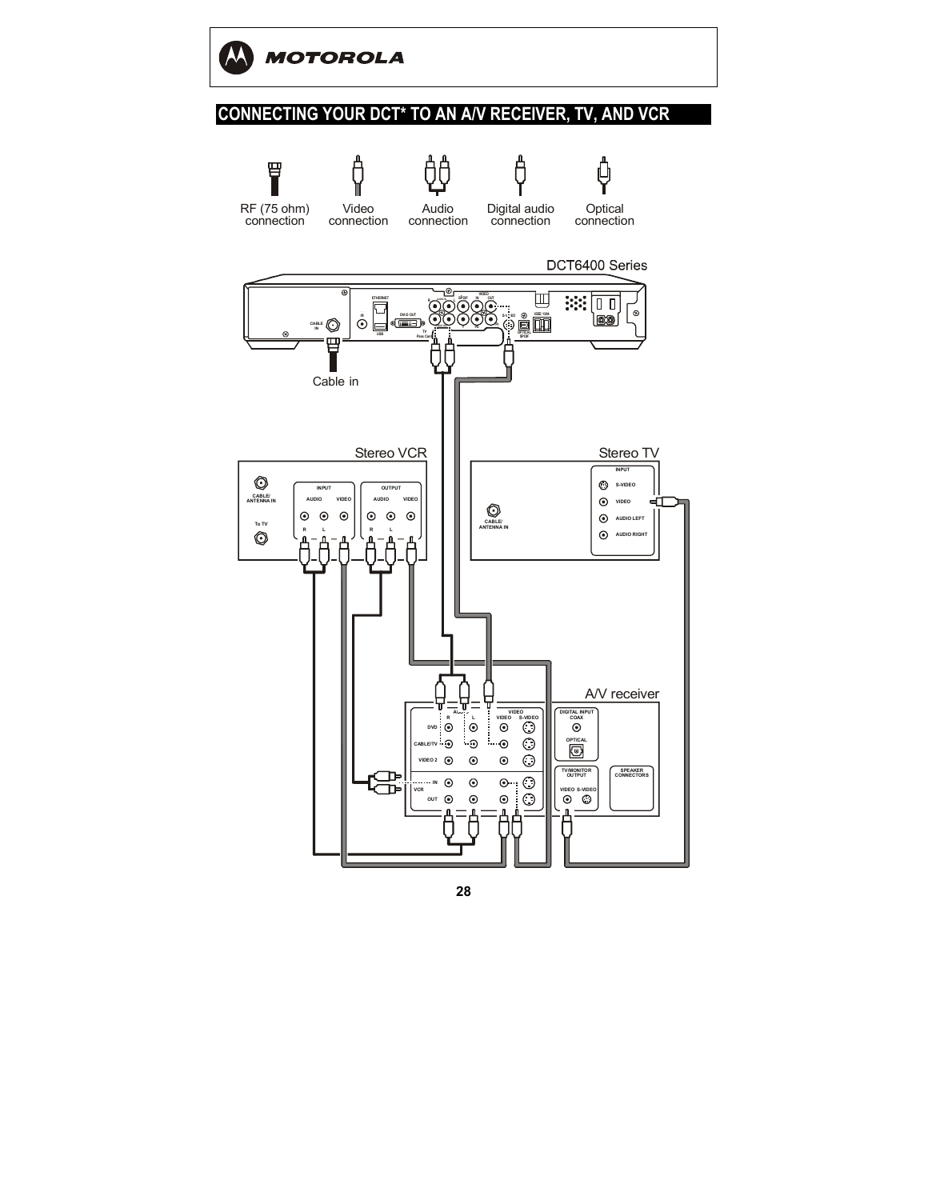## CONNECTING YOUR DCT* TO AN A/V RECEIVER, TV, AND VCR

RF (75 ohm) connection

Video connection

Audio connection

Digital audio connection

Optical connection

DCT6400 Series

Cable in

Stereo VCR

Stereo TV

A/V receiver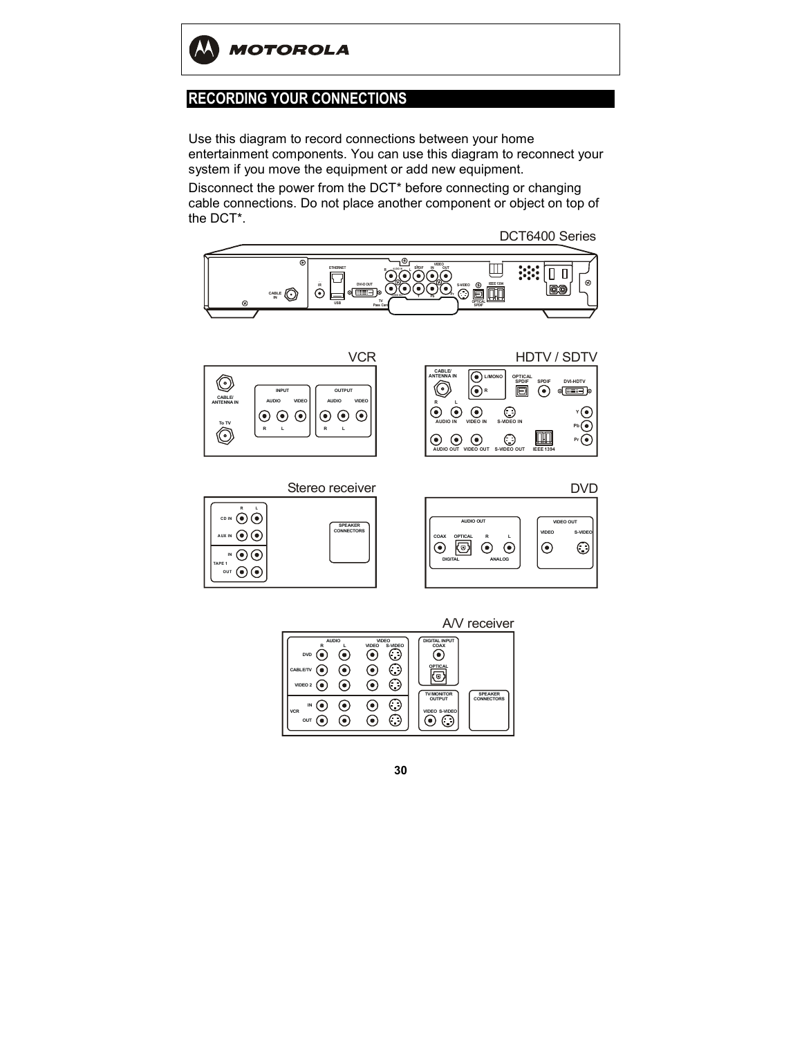## RECORDING YOUR CONNECTIONS

Use this diagram to record connections between your home entertainment components. You can use this diagram to reconnect your system if you move the equipment or add new equipment.

Disconnect the power from the DCT* before connecting or changing cable connections. Do not place another component or object on top of the DCT*.

DCT6400 Series

CABLE IN · IR · ETHERNET · USB · DVI-D OUT · TV Pass Card · R AUDIO L · SPDIF · VIDEO IN OUT · Y · Pb · Pr · S-VIDEO · OPTICAL SPDIF · IEEE 1394

VCR

CABLE/ ANTENNA IN · To TV · INPUT AUDIO VIDEO R L · OUTPUT AUDIO VIDEO R L

HDTV / SDTV

CABLE/ ANTENNA IN · L/MONO · R · OPTICAL SPDIF · SPDIF · DVI-HDTV · R L AUDIO IN · VIDEO IN · S-VIDEO IN · Y · Pb · Pr · AUDIO OUT · VIDEO OUT · S-VIDEO OUT · IEEE 1394

Stereo receiver

R L · CD IN · AUX IN · TAPE 1 IN · OUT · SPEAKER CONNECTORS

DVD

AUDIO OUT · COAX · OPTICAL · R · L · DIGITAL · ANALOG · VIDEO OUT · VIDEO · S-VIDEO

A/V receiver

AUDIO R L · VIDEO VIDEO S-VIDEO · DVD · CABLE/TV · VIDEO 2 · VCR IN · OUT · DIGITAL INPUT COAX · OPTICAL · TV/MONITOR OUTPUT VIDEO S-VIDEO · SPEAKER CONNECTORS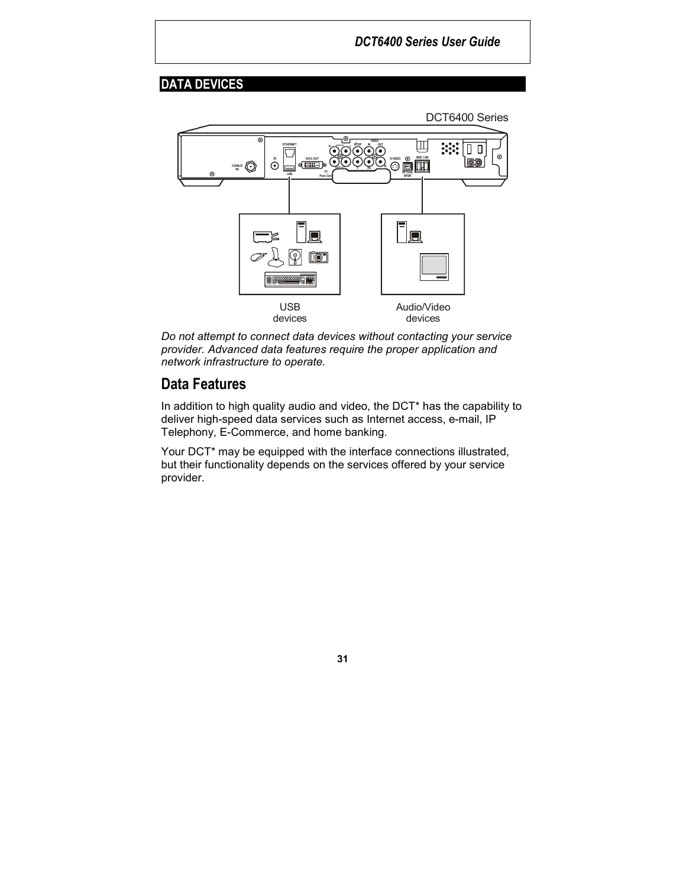## DATA DEVICES

DCT6400 Series

USB devices

Audio/Video devices

*Do not attempt to connect data devices without contacting your service provider. Advanced data features require the proper application and network infrastructure to operate.*

## Data Features

In addition to high quality audio and video, the DCT* has the capability to deliver high-speed data services such as Internet access, e-mail, IP Telephony, E-Commerce, and home banking.

Your DCT* may be equipped with the interface connections illustrated, but their functionality depends on the services offered by your service provider.